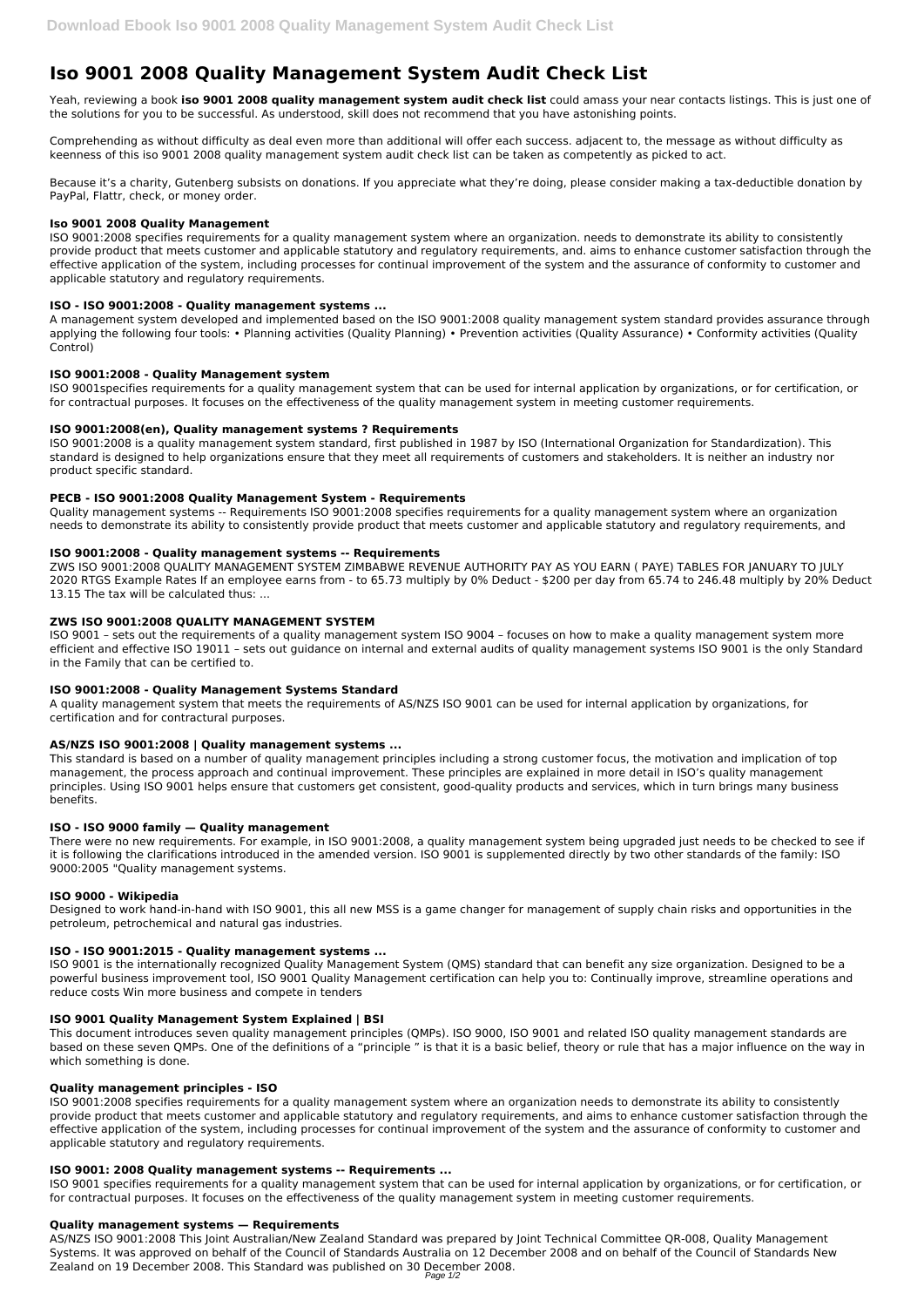# Iso 9001 2008 Quality Management System Audit Check List

Yeah, reviewing a book **iso 9001 2008 quality management system audit check list** could amass your near contacts listings. This is just one of the solutions for you to be successful. As understood, skill does not recommend that you have astonishing points.

Comprehending as without difficulty as deal even more than additional will offer each success. adjacent to, the message as without difficulty as keenness of this iso 9001 2008 quality management system audit check list can be taken as competently as picked to act.

Because it's a charity, Gutenberg subsists on donations. If you appreciate what they're doing, please consider making a tax-deductible donation by PayPal, Flattr, check, or money order.

### Iso 9001 2008 Quality Management

ISO 9001:2008 specifies requirements for a quality management system where an organization. needs to demonstrate its ability to consistently provide product that meets customer and applicable statutory and regulatory requirements, and. aims to enhance customer satisfaction through the effective application of the system, including processes for continual improvement of the system and the assurance of conformity to customer and applicable statutory and regulatory requirements.

### ISO - ISO 9001:2008 - Quality management systems ...

A management system developed and implemented based on the ISO 9001:2008 quality management system standard provides assurance through applying the following four tools: • Planning activities (Quality Planning) • Prevention activities (Quality Assurance) • Conformity activities (Quality Control)

### ISO 9001:2008 - Quality Management system

ISO 9001specifies requirements for a quality management system that can be used for internal application by organizations, or for certification, or for contractual purposes. It focuses on the effectiveness of the quality management system in meeting customer requirements.

### ISO 9001:2008(en), Quality management systems ? Requirements

ISO 9001:2008 is a quality management system standard, first published in 1987 by ISO (International Organization for Standardization). This standard is designed to help organizations ensure that they meet all requirements of customers and stakeholders. It is neither an industry nor product specific standard.

### PECB - ISO 9001:2008 Quality Management System - Requirements

Quality management systems -- Requirements ISO 9001:2008 specifies requirements for a quality management system where an organization needs to demonstrate its ability to consistently provide product that meets customer and applicable statutory and regulatory requirements, and

### ISO 9001:2008 - Quality management systems -- Requirements

ZWS ISO 9001:2008 QUALITY MANAGEMENT SYSTEM ZIMBABWE REVENUE AUTHORITY PAY AS YOU EARN ( PAYE) TABLES FOR JANUARY TO JULY 2020 RTGS Example Rates If an employee earns from - to 65.73 multiply by 0% Deduct - $200 per day from 65.74 to 246.48 multiply by 20% Deduct 13.15 The tax will be calculated thus: ...

### ZWS ISO 9001:2008 QUALITY MANAGEMENT SYSTEM

ISO 9001 – sets out the requirements of a quality management system ISO 9004 – focuses on how to make a quality management system more efficient and effective ISO 19011 – sets out guidance on internal and external audits of quality management systems ISO 9001 is the only Standard in the Family that can be certified to.

### ISO 9001:2008 - Quality Management Systems Standard

A quality management system that meets the requirements of AS/NZS ISO 9001 can be used for internal application by organizations, for certification and for contractural purposes.

### AS/NZS ISO 9001:2008 | Quality management systems ...

This standard is based on a number of quality management principles including a strong customer focus, the motivation and implication of top management, the process approach and continual improvement. These principles are explained in more detail in ISO's quality management principles. Using ISO 9001 helps ensure that customers get consistent, good-quality products and services, which in turn brings many business benefits.

### ISO - ISO 9000 family — Quality management

There were no new requirements. For example, in ISO 9001:2008, a quality management system being upgraded just needs to be checked to see if it is following the clarifications introduced in the amended version. ISO 9001 is supplemented directly by two other standards of the family: ISO 9000:2005 "Quality management systems.

### ISO 9000 - Wikipedia

Designed to work hand-in-hand with ISO 9001, this all new MSS is a game changer for management of supply chain risks and opportunities in the petroleum, petrochemical and natural gas industries.

### ISO - ISO 9001:2015 - Quality management systems ...

ISO 9001 is the internationally recognized Quality Management System (QMS) standard that can benefit any size organization. Designed to be a powerful business improvement tool, ISO 9001 Quality Management certification can help you to: Continually improve, streamline operations and reduce costs Win more business and compete in tenders

### ISO 9001 Quality Management System Explained | BSI

This document introduces seven quality management principles (QMPs). ISO 9000, ISO 9001 and related ISO quality management standards are based on these seven QMPs. One of the definitions of a "principle " is that it is a basic belief, theory or rule that has a major influence on the way in which something is done.

### Quality management principles - ISO

ISO 9001:2008 specifies requirements for a quality management system where an organization needs to demonstrate its ability to consistently provide product that meets customer and applicable statutory and regulatory requirements, and aims to enhance customer satisfaction through the effective application of the system, including processes for continual improvement of the system and the assurance of conformity to customer and applicable statutory and regulatory requirements.

### ISO 9001: 2008 Quality management systems -- Requirements ...

ISO 9001 specifies requirements for a quality management system that can be used for internal application by organizations, or for certification, or for contractual purposes. It focuses on the effectiveness of the quality management system in meeting customer requirements.

### Quality management systems — Requirements

AS/NZS ISO 9001:2008 This Joint Australian/New Zealand Standard was prepared by Joint Technical Committee QR-008, Quality Management Systems. It was approved on behalf of the Council of Standards Australia on 12 December 2008 and on behalf of the Council of Standards New Zealand on 19 December 2008. This Standard was published on 30 December 2008.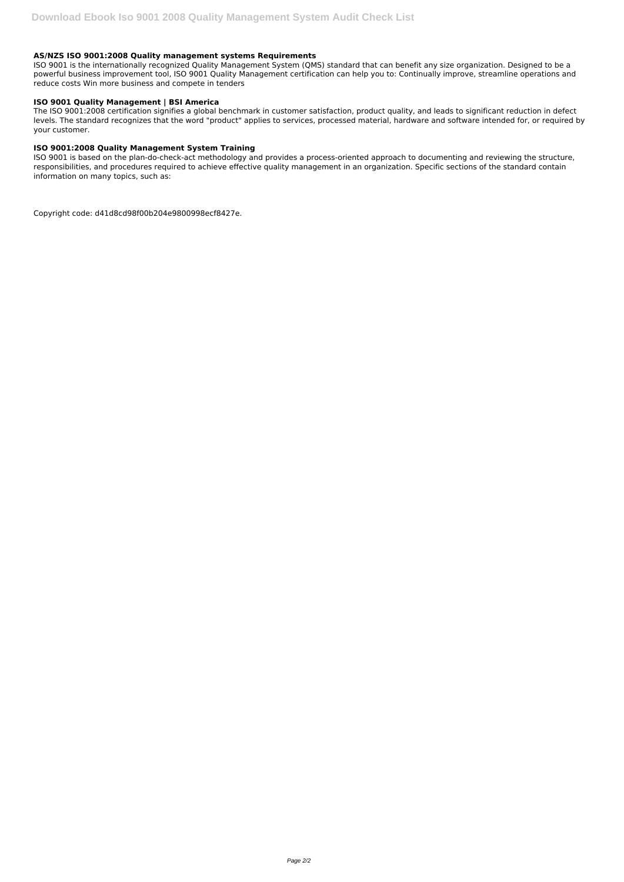### AS/NZS ISO 9001:2008 Quality management systems Requirements

ISO 9001 is the internationally recognized Quality Management System (QMS) standard that can benefit any size organization. Designed to be a powerful business improvement tool, ISO 9001 Quality Management certification can help you to: Continually improve, streamline operations and reduce costs Win more business and compete in tenders

### ISO 9001 Quality Management | BSI America

The ISO 9001:2008 certification signifies a global benchmark in customer satisfaction, product quality, and leads to significant reduction in defect levels. The standard recognizes that the word "product" applies to services, processed material, hardware and software intended for, or required by your customer.

### ISO 9001:2008 Quality Management System Training

ISO 9001 is based on the plan-do-check-act methodology and provides a process-oriented approach to documenting and reviewing the structure, responsibilities, and procedures required to achieve effective quality management in an organization. Specific sections of the standard contain information on many topics, such as:

Copyright code: d41d8cd98f00b204e9800998ecf8427e.